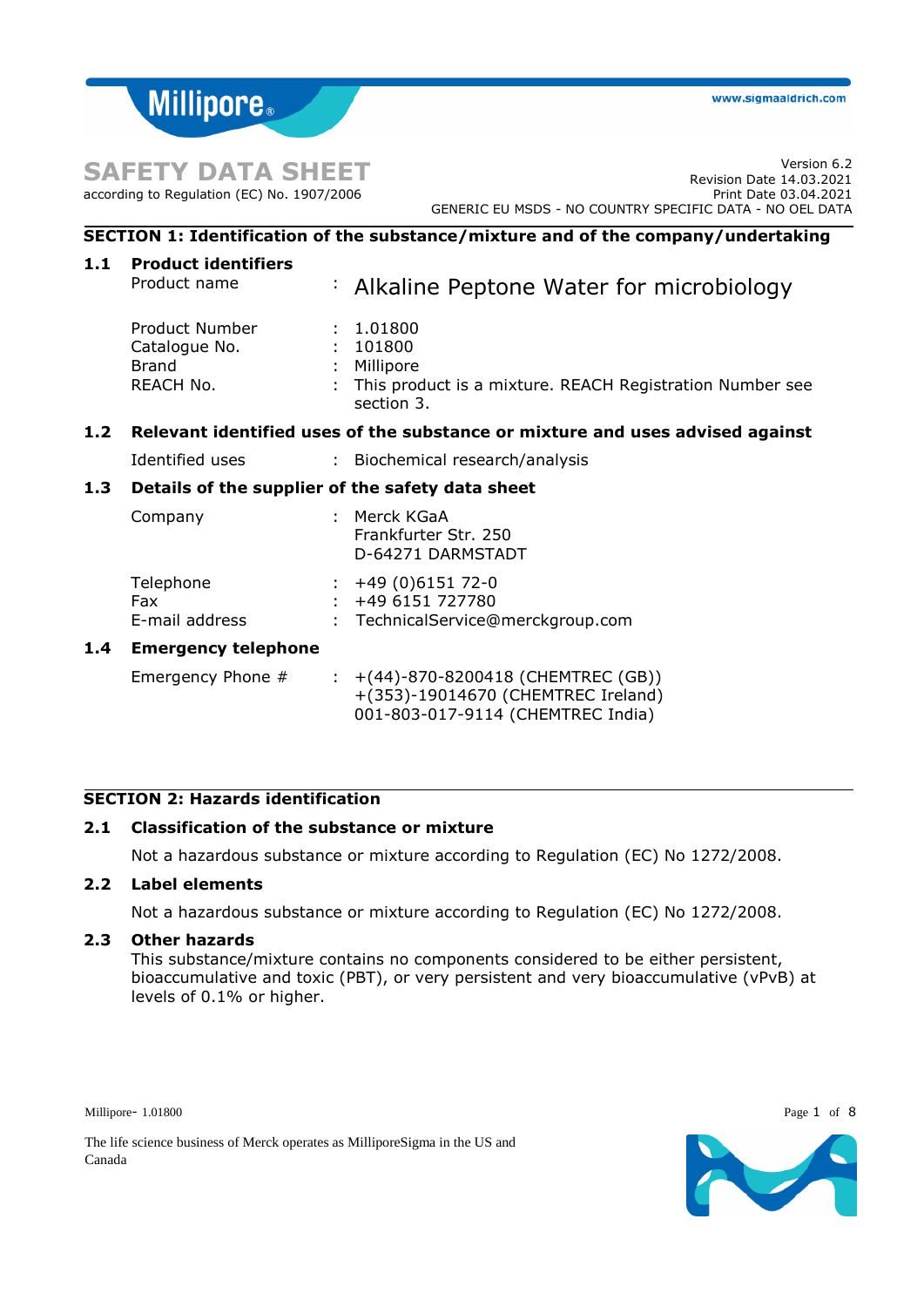# SAFETY DATA SHEET

according to Regulation (EC) No. 1907/2006

Version 6.2
Revision Date 14.03.2021
Print Date 03.04.2021
GENERIC EU MSDS - NO COUNTRY SPECIFIC DATA - NO OEL DATA

## SECTION 1: Identification of the substance/mixture and of the company/undertaking

### 1.1 Product identifiers

| | | |
|---|---|---|
| Product name | : | Alkaline Peptone Water for microbiology |
| Product Number | : | 1.01800 |
| Catalogue No. | : | 101800 |
| Brand | : | Millipore |
| REACH No. | : | This product is a mixture. REACH Registration Number see section 3. |

### 1.2 Relevant identified uses of the substance or mixture and uses advised against

| | | |
|---|---|---|
| Identified uses | : | Biochemical research/analysis |

### 1.3 Details of the supplier of the safety data sheet

| | | |
|---|---|---|
| Company | : | Merck KGaA<br>Frankfurter Str. 250<br>D-64271 DARMSTADT |
| Telephone | : | +49 (0)6151 72-0 |
| Fax | : | +49 6151 727780 |
| E-mail address | : | TechnicalService@merckgroup.com |

### 1.4 Emergency telephone

| | | |
|---|---|---|
| Emergency Phone # | : | +(44)-870-8200418 (CHEMTREC (GB))<br>+(353)-19014670 (CHEMTREC Ireland)<br>001-803-017-9114 (CHEMTREC India) |

## SECTION 2: Hazards identification

### 2.1 Classification of the substance or mixture

Not a hazardous substance or mixture according to Regulation (EC) No 1272/2008.

### 2.2 Label elements

Not a hazardous substance or mixture according to Regulation (EC) No 1272/2008.

### 2.3 Other hazards

This substance/mixture contains no components considered to be either persistent, bioaccumulative and toxic (PBT), or very persistent and very bioaccumulative (vPvB) at levels of 0.1% or higher.

The life science business of Merck operates as MilliporeSigma in the US and Canada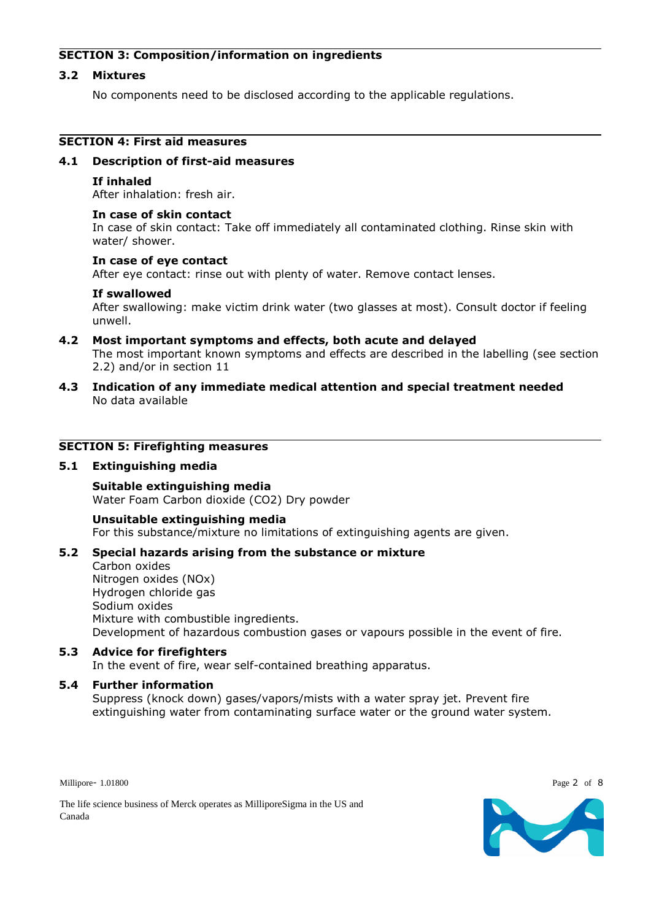## SECTION 3: Composition/information on ingredients

### 3.2 Mixtures

No components need to be disclosed according to the applicable regulations.

## SECTION 4: First aid measures

### 4.1 Description of first-aid measures

**If inhaled**
After inhalation: fresh air.

**In case of skin contact**
In case of skin contact: Take off immediately all contaminated clothing. Rinse skin with water/ shower.

**In case of eye contact**
After eye contact: rinse out with plenty of water. Remove contact lenses.

**If swallowed**
After swallowing: make victim drink water (two glasses at most). Consult doctor if feeling unwell.

### 4.2 Most important symptoms and effects, both acute and delayed

The most important known symptoms and effects are described in the labelling (see section 2.2) and/or in section 11

### 4.3 Indication of any immediate medical attention and special treatment needed

No data available

## SECTION 5: Firefighting measures

### 5.1 Extinguishing media

**Suitable extinguishing media**
Water Foam Carbon dioxide ($CO_2$) Dry powder

**Unsuitable extinguishing media**
For this substance/mixture no limitations of extinguishing agents are given.

### 5.2 Special hazards arising from the substance or mixture

Carbon oxides
Nitrogen oxides (NOx)
Hydrogen chloride gas
Sodium oxides
Mixture with combustible ingredients.
Development of hazardous combustion gases or vapours possible in the event of fire.

### 5.3 Advice for firefighters

In the event of fire, wear self-contained breathing apparatus.

### 5.4 Further information

Suppress (knock down) gases/vapors/mists with a water spray jet. Prevent fire extinguishing water from contaminating surface water or the ground water system.

Millipore- 1.01800

The life science business of Merck operates as MilliporeSigma in the US and Canada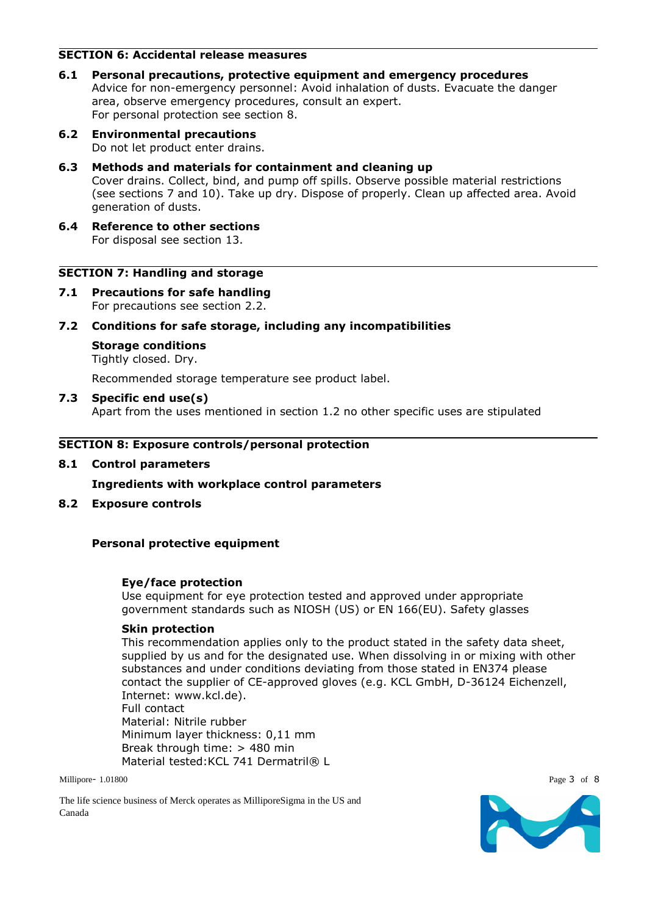## SECTION 6: Accidental release measures

### 6.1 Personal precautions, protective equipment and emergency procedures

Advice for non-emergency personnel: Avoid inhalation of dusts. Evacuate the danger area, observe emergency procedures, consult an expert.
For personal protection see section 8.

### 6.2 Environmental precautions

Do not let product enter drains.

### 6.3 Methods and materials for containment and cleaning up

Cover drains. Collect, bind, and pump off spills. Observe possible material restrictions (see sections 7 and 10). Take up dry. Dispose of properly. Clean up affected area. Avoid generation of dusts.

### 6.4 Reference to other sections

For disposal see section 13.

## SECTION 7: Handling and storage

### 7.1 Precautions for safe handling

For precautions see section 2.2.

### 7.2 Conditions for safe storage, including any incompatibilities

**Storage conditions**
Tightly closed. Dry.

Recommended storage temperature see product label.

### 7.3 Specific end use(s)

Apart from the uses mentioned in section 1.2 no other specific uses are stipulated

## SECTION 8: Exposure controls/personal protection

### 8.1 Control parameters

**Ingredients with workplace control parameters**

### 8.2 Exposure controls

**Personal protective equipment**

**Eye/face protection**
Use equipment for eye protection tested and approved under appropriate government standards such as NIOSH (US) or EN 166(EU). Safety glasses

**Skin protection**
This recommendation applies only to the product stated in the safety data sheet, supplied by us and for the designated use. When dissolving in or mixing with other substances and under conditions deviating from those stated in EN374 please contact the supplier of CE-approved gloves (e.g. KCL GmbH, D-36124 Eichenzell, Internet: www.kcl.de).
Full contact
Material: Nitrile rubber
Minimum layer thickness: 0,11 mm
Break through time: > 480 min
Material tested:KCL 741 Dermatril® L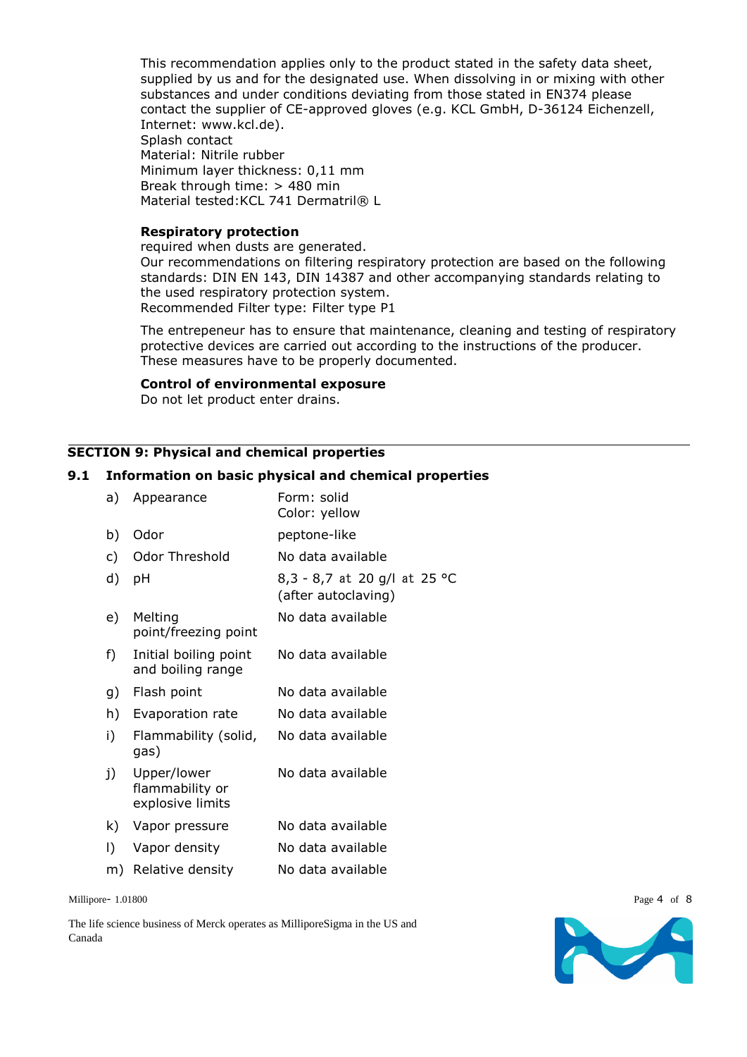This recommendation applies only to the product stated in the safety data sheet, supplied by us and for the designated use. When dissolving in or mixing with other substances and under conditions deviating from those stated in EN374 please contact the supplier of CE-approved gloves (e.g. KCL GmbH, D-36124 Eichenzell, Internet: www.kcl.de).
Splash contact
Material: Nitrile rubber
Minimum layer thickness: 0,11 mm
Break through time: > 480 min
Material tested:KCL 741 Dermatril® L

**Respiratory protection**
required when dusts are generated.
Our recommendations on filtering respiratory protection are based on the following standards: DIN EN 143, DIN 14387 and other accompanying standards relating to the used respiratory protection system.
Recommended Filter type: Filter type P1

The entrepeneur has to ensure that maintenance, cleaning and testing of respiratory protective devices are carried out according to the instructions of the producer. These measures have to be properly documented.

**Control of environmental exposure**
Do not let product enter drains.

## SECTION 9: Physical and chemical properties

### 9.1 Information on basic physical and chemical properties

| | | |
|---|---|---|
| a) | Appearance | Form: solid<br>Color: yellow |
| b) | Odor | peptone-like |
| c) | Odor Threshold | No data available |
| d) | pH | 8,3 - 8,7 at 20 g/l at 25 °C<br>(after autoclaving) |
| e) | Melting point/freezing point | No data available |
| f) | Initial boiling point and boiling range | No data available |
| g) | Flash point | No data available |
| h) | Evaporation rate | No data available |
| i) | Flammability (solid, gas) | No data available |
| j) | Upper/lower flammability or explosive limits | No data available |
| k) | Vapor pressure | No data available |
| l) | Vapor density | No data available |
| m) | Relative density | No data available |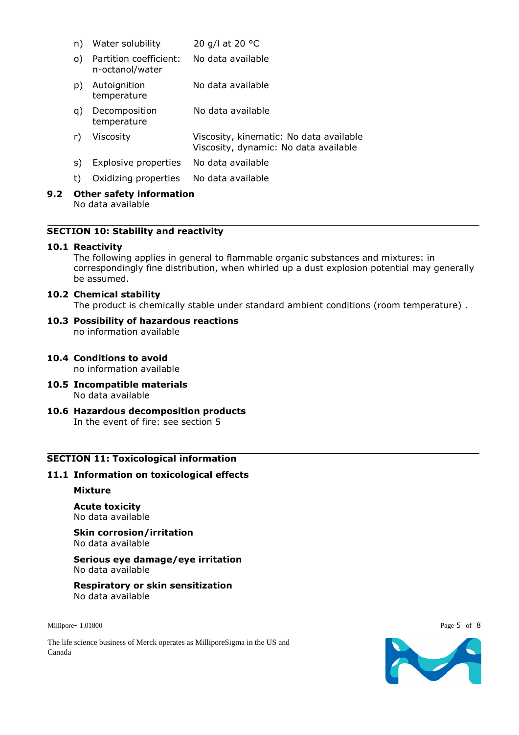| | | |
|---|---|---|
| n) | Water solubility | 20 g/l at 20 °C |
| o) | Partition coefficient: n-octanol/water | No data available |
| p) | Autoignition temperature | No data available |
| q) | Decomposition temperature | No data available |
| r) | Viscosity | Viscosity, kinematic: No data available<br>Viscosity, dynamic: No data available |
| s) | Explosive properties | No data available |
| t) | Oxidizing properties | No data available |

### 9.2 Other safety information

No data available

## SECTION 10: Stability and reactivity

### 10.1 Reactivity

The following applies in general to flammable organic substances and mixtures: in correspondingly fine distribution, when whirled up a dust explosion potential may generally be assumed.

### 10.2 Chemical stability

The product is chemically stable under standard ambient conditions (room temperature) .

### 10.3 Possibility of hazardous reactions

no information available

### 10.4 Conditions to avoid

no information available

### 10.5 Incompatible materials

No data available

### 10.6 Hazardous decomposition products

In the event of fire: see section 5

## SECTION 11: Toxicological information

### 11.1 Information on toxicological effects

**Mixture**

**Acute toxicity**
No data available

**Skin corrosion/irritation**
No data available

**Serious eye damage/eye irritation**
No data available

**Respiratory or skin sensitization**
No data available

Millipore- 1.01800

The life science business of Merck operates as MilliporeSigma in the US and Canada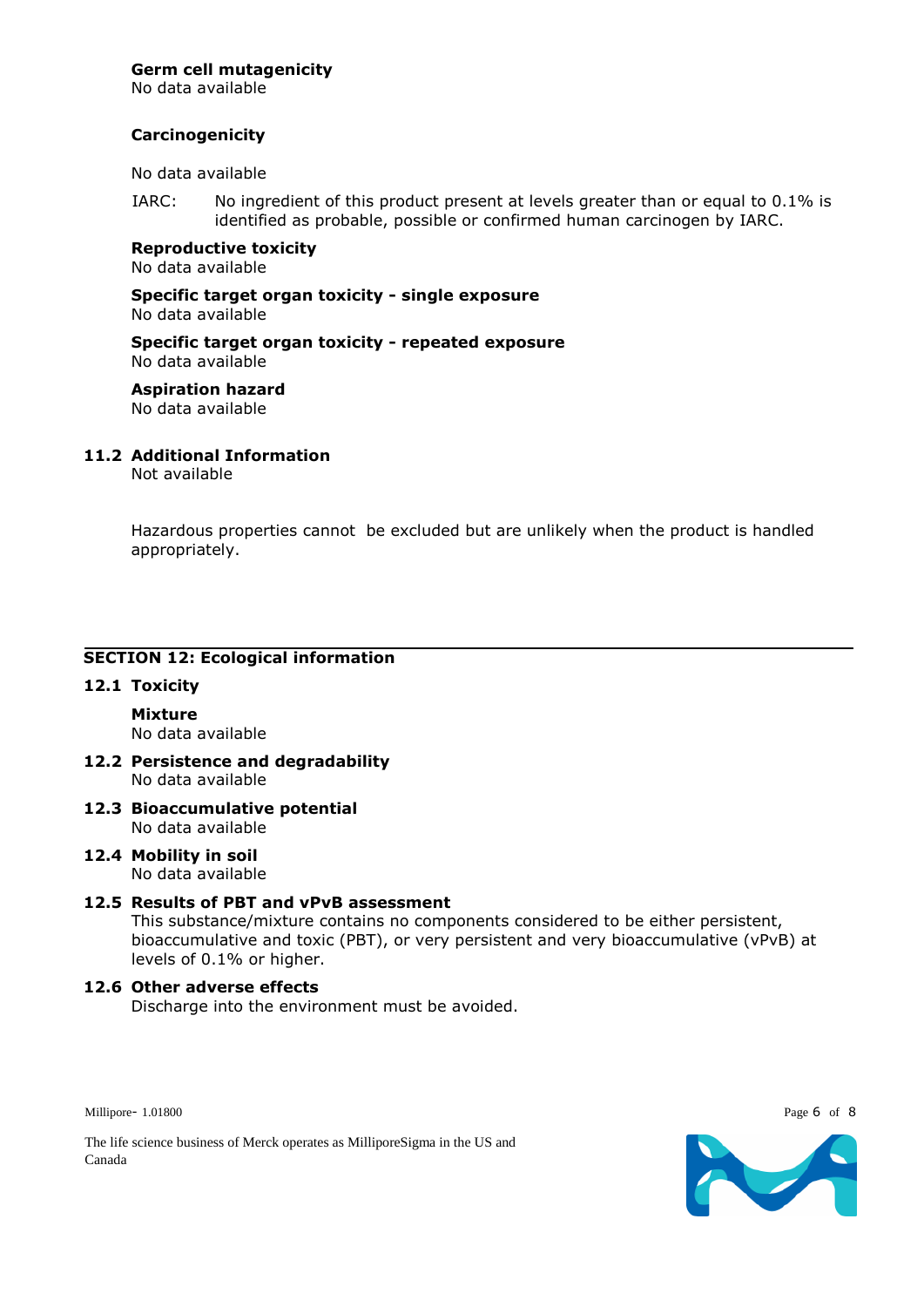**Germ cell mutagenicity**
No data available

**Carcinogenicity**

No data available

IARC: No ingredient of this product present at levels greater than or equal to 0.1% is identified as probable, possible or confirmed human carcinogen by IARC.

**Reproductive toxicity**
No data available

**Specific target organ toxicity - single exposure**
No data available

**Specific target organ toxicity - repeated exposure**
No data available

**Aspiration hazard**
No data available

### 11.2 Additional Information

Not available

Hazardous properties cannot be excluded but are unlikely when the product is handled appropriately.

## SECTION 12: Ecological information

### 12.1 Toxicity

**Mixture**
No data available

### 12.2 Persistence and degradability

No data available

### 12.3 Bioaccumulative potential

No data available

### 12.4 Mobility in soil

No data available

### 12.5 Results of PBT and vPvB assessment

This substance/mixture contains no components considered to be either persistent, bioaccumulative and toxic (PBT), or very persistent and very bioaccumulative (vPvB) at levels of 0.1% or higher.

### 12.6 Other adverse effects

Discharge into the environment must be avoided.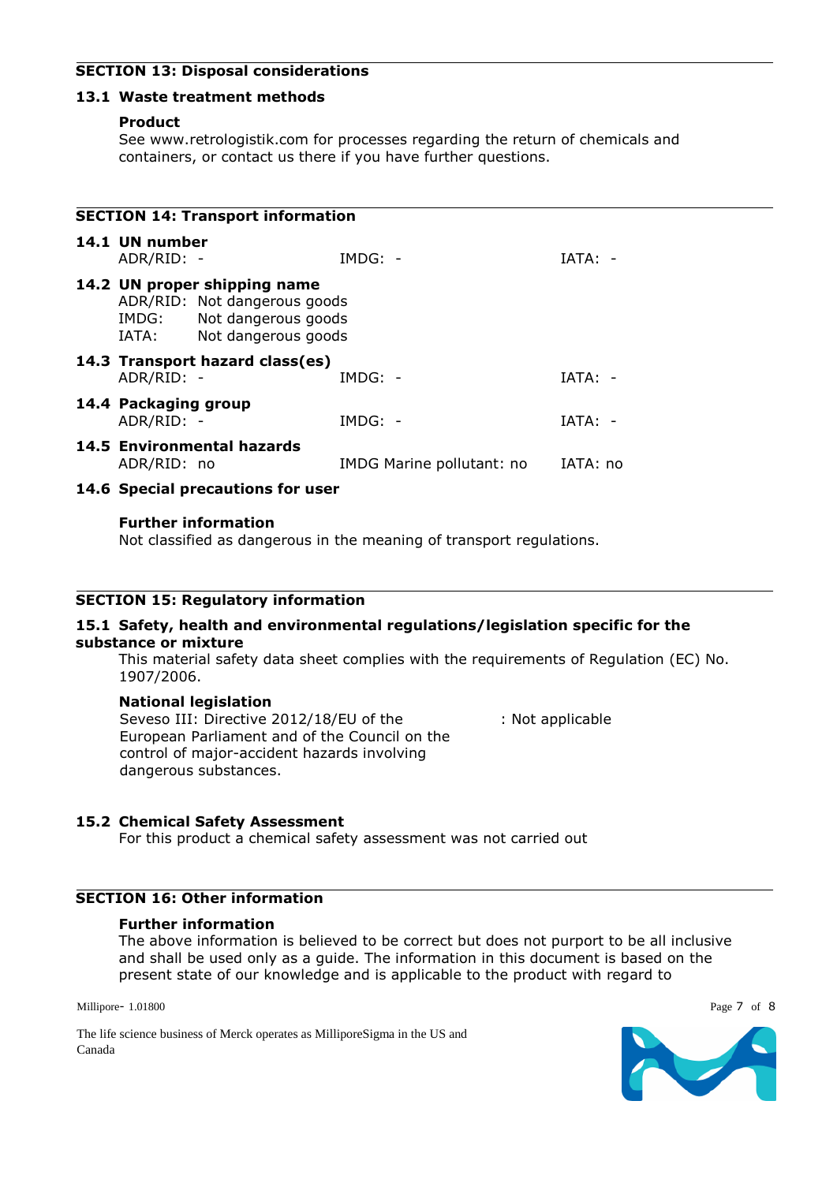## SECTION 13: Disposal considerations

### 13.1 Waste treatment methods

**Product**

See www.retrologistik.com for processes regarding the return of chemicals and containers, or contact us there if you have further questions.

## SECTION 14: Transport information

### 14.1 UN number

| ADR/RID: - | IMDG: - | IATA: - |
|---|---|---|

### 14.2 UN proper shipping name

ADR/RID: Not dangerous goods
IMDG: Not dangerous goods
IATA: Not dangerous goods

### 14.3 Transport hazard class(es)

| ADR/RID: - | IMDG: - | IATA: - |
|---|---|---|

### 14.4 Packaging group

| ADR/RID: - | IMDG: - | IATA: - |
|---|---|---|

### 14.5 Environmental hazards

| ADR/RID: no | IMDG Marine pollutant: no | IATA: no |
|---|---|---|

### 14.6 Special precautions for user

**Further information**

Not classified as dangerous in the meaning of transport regulations.

## SECTION 15: Regulatory information

### 15.1 Safety, health and environmental regulations/legislation specific for the substance or mixture

This material safety data sheet complies with the requirements of Regulation (EC) No. 1907/2006.

**National legislation**

Seveso III: Directive 2012/18/EU of the European Parliament and of the Council on the control of major-accident hazards involving dangerous substances. : Not applicable

### 15.2 Chemical Safety Assessment

For this product a chemical safety assessment was not carried out

## SECTION 16: Other information

**Further information**

The above information is believed to be correct but does not purport to be all inclusive and shall be used only as a guide. The information in this document is based on the present state of our knowledge and is applicable to the product with regard to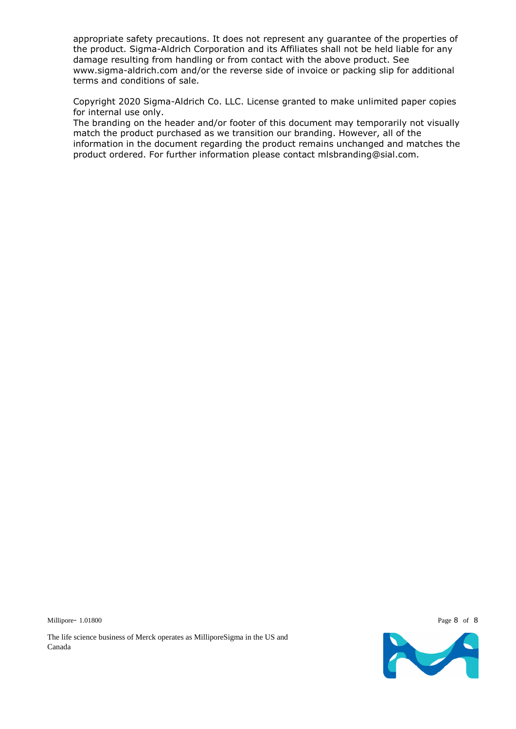appropriate safety precautions. It does not represent any guarantee of the properties of the product. Sigma-Aldrich Corporation and its Affiliates shall not be held liable for any damage resulting from handling or from contact with the above product. See www.sigma-aldrich.com and/or the reverse side of invoice or packing slip for additional terms and conditions of sale.

Copyright 2020 Sigma-Aldrich Co. LLC. License granted to make unlimited paper copies for internal use only.
The branding on the header and/or footer of this document may temporarily not visually match the product purchased as we transition our branding. However, all of the information in the document regarding the product remains unchanged and matches the product ordered. For further information please contact mlsbranding@sial.com.